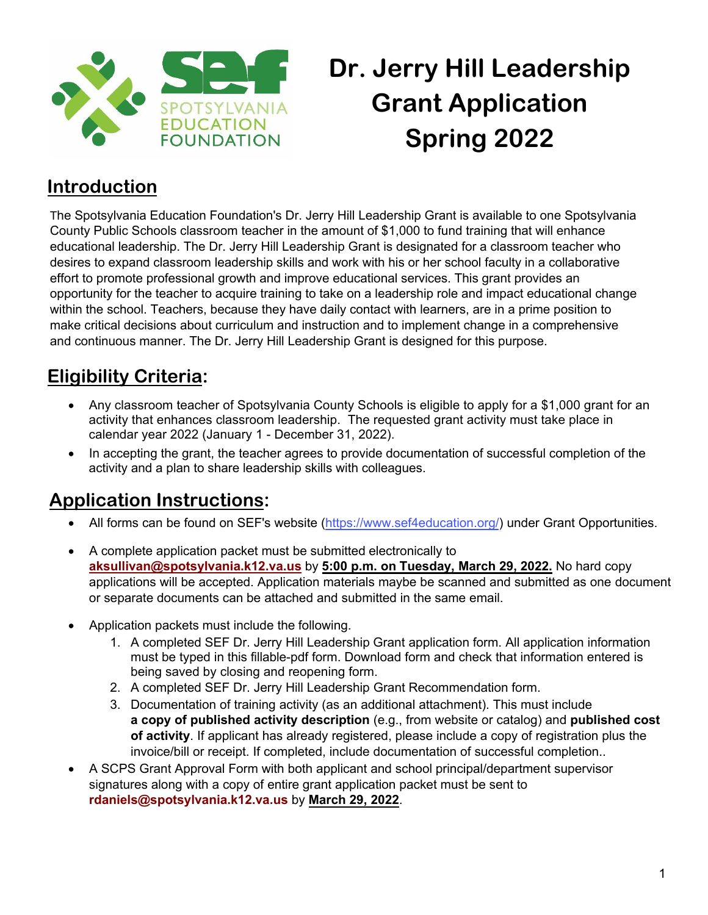# Dr. Jerry Hill Leadership Grant Application Spring 2022

## Introduction

The Spotsylvania Education Foundation's Dr. Jerry Hill Leadership Grant is available to one Spotsylvania County Public Schools classroom teacher in the amount of $1,000 to fund training that will enhance educational leadership. The Dr. Jerry Hill Leadership Grant is designated for a classroom teacher who desires to expand classroom leadership skills and work with his or her school faculty in a collaborative effort to promote professional growth and improve educational services. This grant provides an opportunity for the teacher to acquire training to take on a leadership role and impact educational change within the school. Teachers, because they have daily contact with learners, are in a prime position to make critical decisions about curriculum and instruction and to implement change in a comprehensive and continuous manner. The Dr. Jerry Hill Leadership Grant is designed for this purpose.

## Eligibility Criteria:

- Any classroom teacher of Spotsylvania County Schools is eligible to apply for a $1,000 grant for an activity that enhances classroom leadership. The requested grant activity must take place in calendar year 2022 (January 1 - December 31, 2022).
- In accepting the grant, the teacher agrees to provide documentation of successful completion of the activity and a plan to share leadership skills with colleagues.

## Application Instructions:

- All forms can be found on SEF's website (https://www.sef4education.org/) under Grant Opportunities.
- A complete application packet must be submitted electronically to **aksullivan@spotsylvania.k12.va.us** by **5:00 p.m. on Tuesday, March 29, 2022.** No hard copy applications will be accepted. Application materials maybe be scanned and submitted as one document or separate documents can be attached and submitted in the same email.
- Application packets must include the following.
  1. A completed SEF Dr. Jerry Hill Leadership Grant application form. All application information must be typed in this fillable-pdf form. Download form and check that information entered is being saved by closing and reopening form.
  2. A completed SEF Dr. Jerry Hill Leadership Grant Recommendation form.
  3. Documentation of training activity (as an additional attachment). This must include **a copy of published activity description** (e.g., from website or catalog) and **published cost of activity**. If applicant has already registered, please include a copy of registration plus the invoice/bill or receipt. If completed, include documentation of successful completion..
- A SCPS Grant Approval Form with both applicant and school principal/department supervisor signatures along with a copy of entire grant application packet must be sent to **rdaniels@spotsylvania.k12.va.us** by **March 29, 2022**.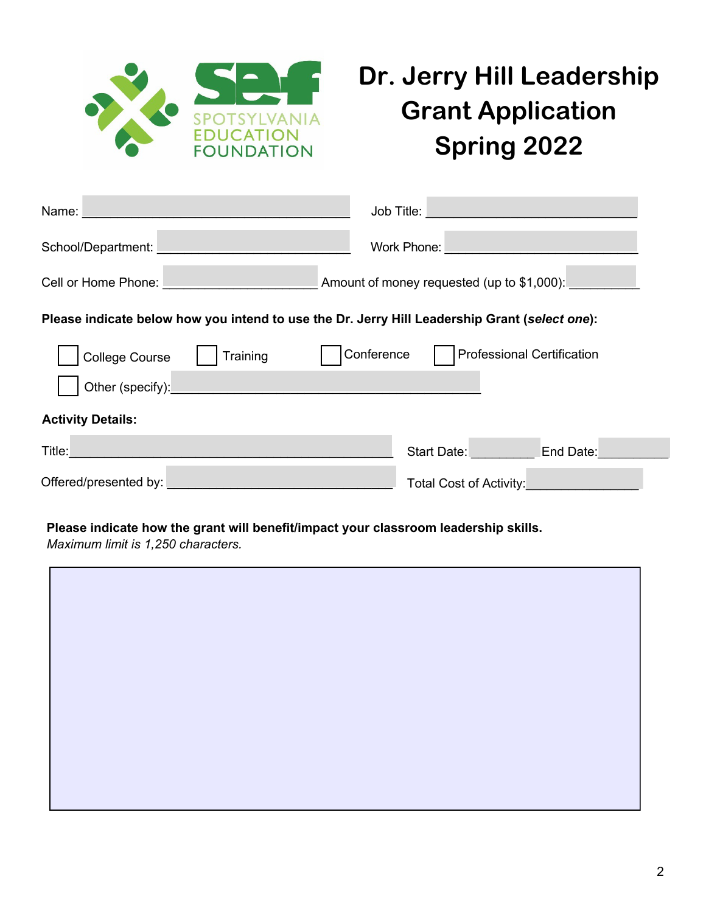SPOTSYLVANIA EDUCATION FOUNDATION

# Dr. Jerry Hill Leadership Grant Application Spring 2022

Name: ______________________________ Job Title: ______________________________

School/Department: ______________________________ Work Phone: ______________________________

Cell or Home Phone: ______________________ Amount of money requested (up to $1,000): __________

**Please indicate below how you intend to use the Dr. Jerry Hill Leadership Grant (*select one*):**

☐ College Course ☐ Training ☐ Conference ☐ Professional Certification

☐ Other (specify): ______________________________

**Activity Details:**

Title: ______________________________ Start Date: _________ End Date: __________

Offered/presented by: ______________________________ Total Cost of Activity: ________________

**Please indicate how the grant will benefit/impact your classroom leadership skills.**
*Maximum limit is 1,250 characters.*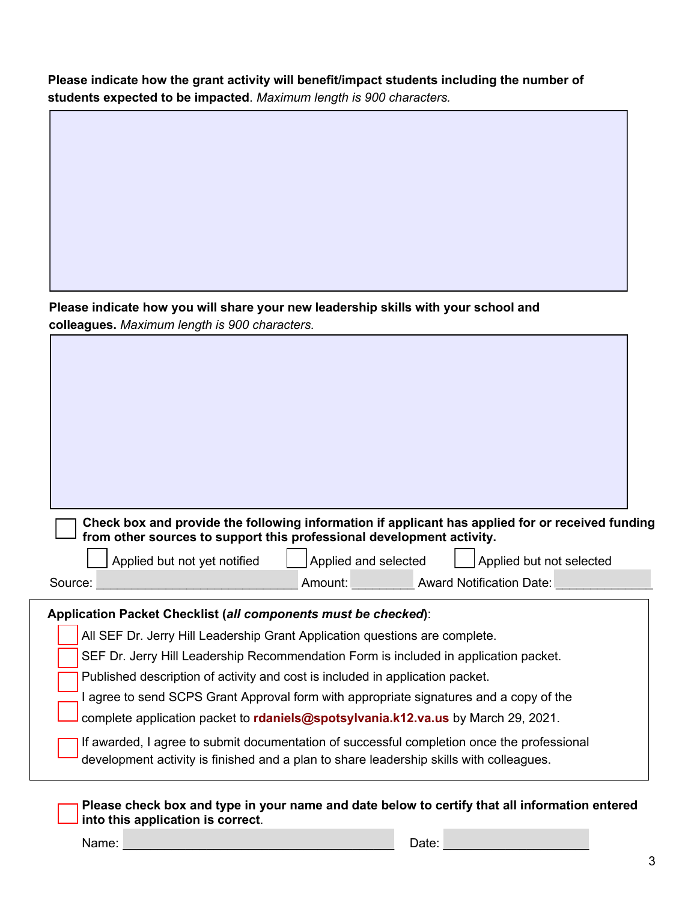**Please indicate how the grant activity will benefit/impact students including the number of students expected to be impacted**. *Maximum length is 900 characters.*

**Please indicate how you will share your new leadership skills with your school and colleagues.** *Maximum length is 900 characters.*

☐ **Check box and provide the following information if applicant has applied for or received funding from other sources to support this professional development activity.**

☐ Applied but not yet notified ☐ Applied and selected ☐ Applied but not selected

Source: ______________________ Amount: __________ Award Notification Date: ______________

**Application Packet Checklist (*all components must be checked*)**:

- ☐ All SEF Dr. Jerry Hill Leadership Grant Application questions are complete.
- ☐ SEF Dr. Jerry Hill Leadership Recommendation Form is included in application packet.
- ☐ Published description of activity and cost is included in application packet.
- ☐ I agree to send SCPS Grant Approval form with appropriate signatures and a copy of the complete application packet to **rdaniels@spotsylvania.k12.va.us** by March 29, 2021.
- ☐ If awarded, I agree to submit documentation of successful completion once the professional development activity is finished and a plan to share leadership skills with colleagues.

☐ **Please check box and type in your name and date below to certify that all information entered into this application is correct**.

Name: ______________________________ Date: ______________